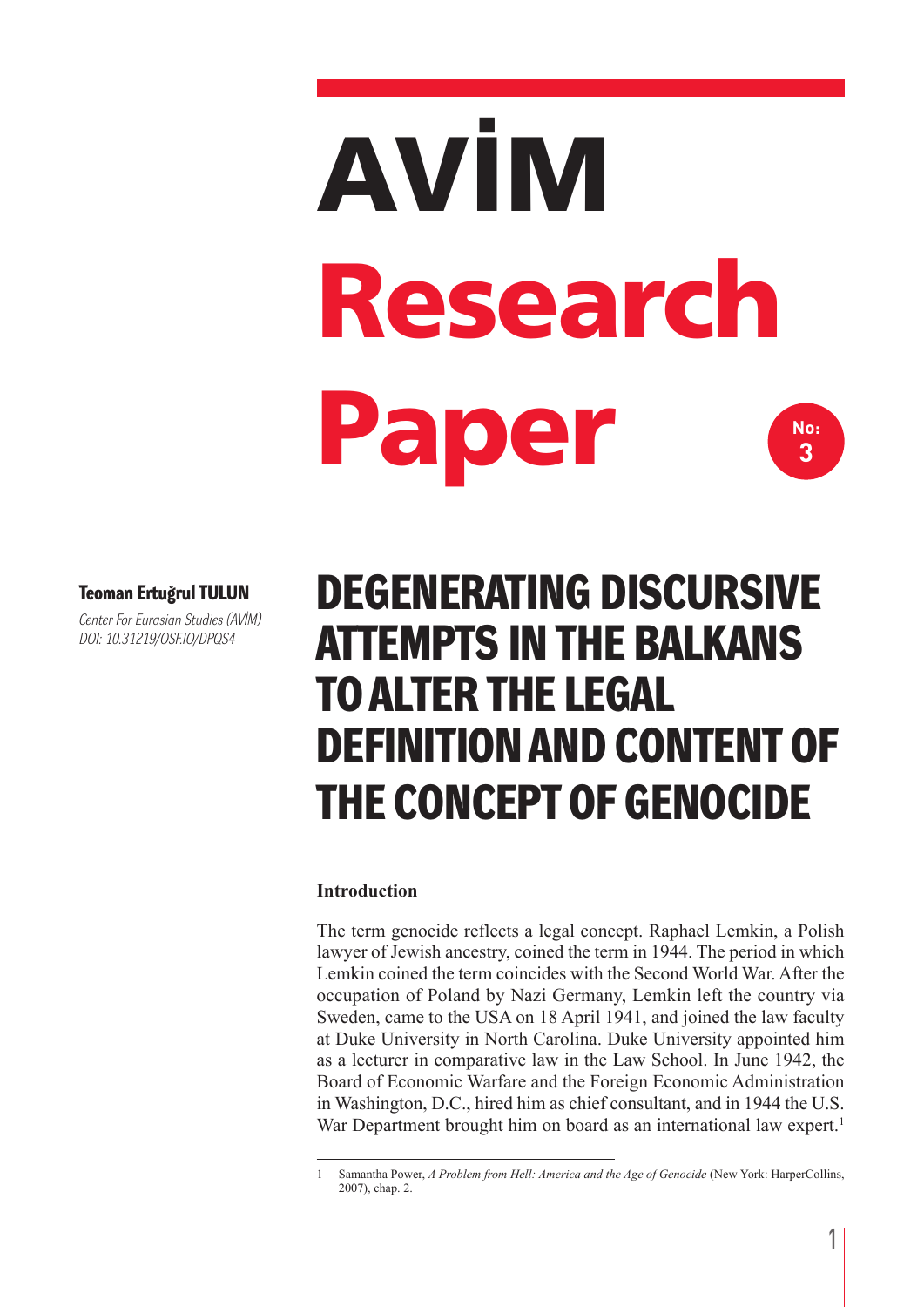# AVİM Research Paper

No: 3

**Teoman Ertuğrul TULUN**

*Center For Eurasian Studies (AVIM)*
*DOI: 10.31219/OSF.IO/DPQS4*

# DEGENERATING DISCURSIVE ATTEMPTS IN THE BALKANS TO ALTER THE LEGAL DEFINITION AND CONTENT OF THE CONCEPT OF GENOCIDE

## Introduction

The term genocide reflects a legal concept. Raphael Lemkin, a Polish lawyer of Jewish ancestry, coined the term in 1944. The period in which Lemkin coined the term coincides with the Second World War. After the occupation of Poland by Nazi Germany, Lemkin left the country via Sweden, came to the USA on 18 April 1941, and joined the law faculty at Duke University in North Carolina. Duke University appointed him as a lecturer in comparative law in the Law School. In June 1942, the Board of Economic Warfare and the Foreign Economic Administration in Washington, D.C., hired him as chief consultant, and in 1944 the U.S. War Department brought him on board as an international law expert.[1]

---

1 Samantha Power, *A Problem from Hell: America and the Age of Genocide* (New York: HarperCollins, 2007), chap. 2.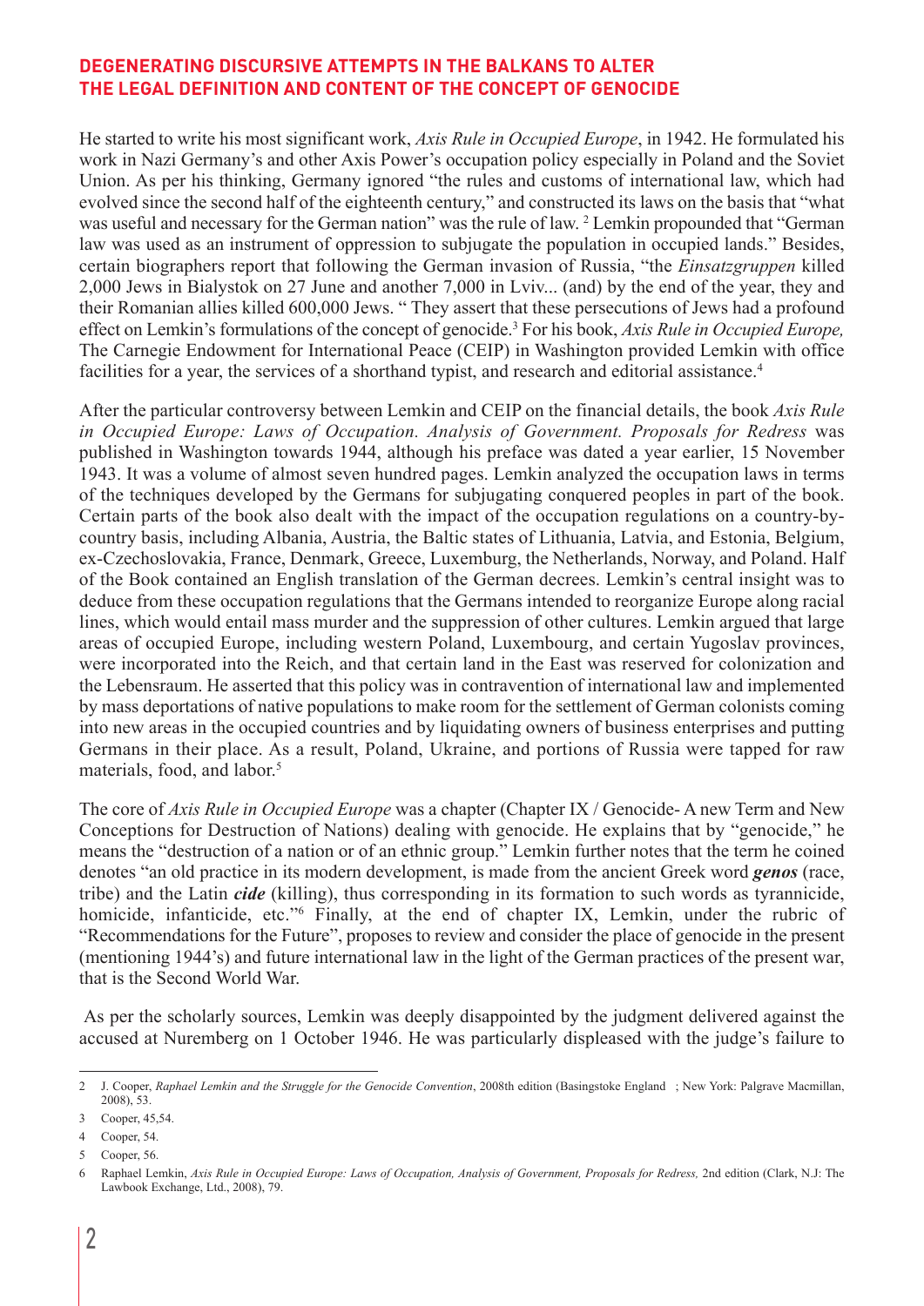He started to write his most significant work, *Axis Rule in Occupied Europe*, in 1942. He formulated his work in Nazi Germany's and other Axis Power's occupation policy especially in Poland and the Soviet Union. As per his thinking, Germany ignored "the rules and customs of international law, which had evolved since the second half of the eighteenth century," and constructed its laws on the basis that "what was useful and necessary for the German nation" was the rule of law. [2] Lemkin propounded that "German law was used as an instrument of oppression to subjugate the population in occupied lands." Besides, certain biographers report that following the German invasion of Russia, "the *Einsatzgruppen* killed 2,000 Jews in Bialystok on 27 June and another 7,000 in Lviv... (and) by the end of the year, they and their Romanian allies killed 600,000 Jews. " They assert that these persecutions of Jews had a profound effect on Lemkin's formulations of the concept of genocide.[3] For his book, *Axis Rule in Occupied Europe,* The Carnegie Endowment for International Peace (CEIP) in Washington provided Lemkin with office facilities for a year, the services of a shorthand typist, and research and editorial assistance.[4]

After the particular controversy between Lemkin and CEIP on the financial details, the book *Axis Rule in Occupied Europe: Laws of Occupation. Analysis of Government. Proposals for Redress* was published in Washington towards 1944, although his preface was dated a year earlier, 15 November 1943. It was a volume of almost seven hundred pages. Lemkin analyzed the occupation laws in terms of the techniques developed by the Germans for subjugating conquered peoples in part of the book. Certain parts of the book also dealt with the impact of the occupation regulations on a country-by-country basis, including Albania, Austria, the Baltic states of Lithuania, Latvia, and Estonia, Belgium, ex-Czechoslovakia, France, Denmark, Greece, Luxemburg, the Netherlands, Norway, and Poland. Half of the Book contained an English translation of the German decrees. Lemkin's central insight was to deduce from these occupation regulations that the Germans intended to reorganize Europe along racial lines, which would entail mass murder and the suppression of other cultures. Lemkin argued that large areas of occupied Europe, including western Poland, Luxembourg, and certain Yugoslav provinces, were incorporated into the Reich, and that certain land in the East was reserved for colonization and the Lebensraum. He asserted that this policy was in contravention of international law and implemented by mass deportations of native populations to make room for the settlement of German colonists coming into new areas in the occupied countries and by liquidating owners of business enterprises and putting Germans in their place. As a result, Poland, Ukraine, and portions of Russia were tapped for raw materials, food, and labor.[5]

The core of *Axis Rule in Occupied Europe* was a chapter (Chapter IX / Genocide- A new Term and New Conceptions for Destruction of Nations) dealing with genocide. He explains that by "genocide," he means the "destruction of a nation or of an ethnic group." Lemkin further notes that the term he coined denotes "an old practice in its modern development, is made from the ancient Greek word ***genos*** (race, tribe) and the Latin ***cide*** (killing), thus corresponding in its formation to such words as tyrannicide, homicide, infanticide, etc."[6] Finally, at the end of chapter IX, Lemkin, under the rubric of "Recommendations for the Future", proposes to review and consider the place of genocide in the present (mentioning 1944's) and future international law in the light of the German practices of the present war, that is the Second World War.

As per the scholarly sources, Lemkin was deeply disappointed by the judgment delivered against the accused at Nuremberg on 1 October 1946. He was particularly displeased with the judge's failure to

---

2 J. Cooper, *Raphael Lemkin and the Struggle for the Genocide Convention*, 2008th edition (Basingstoke England ; New York: Palgrave Macmillan, 2008), 53.

3 Cooper, 45,54.

4 Cooper, 54.

5 Cooper, 56.

6 Raphael Lemkin, *Axis Rule in Occupied Europe: Laws of Occupation, Analysis of Government, Proposals for Redress,* 2nd edition (Clark, N.J: The Lawbook Exchange, Ltd., 2008), 79.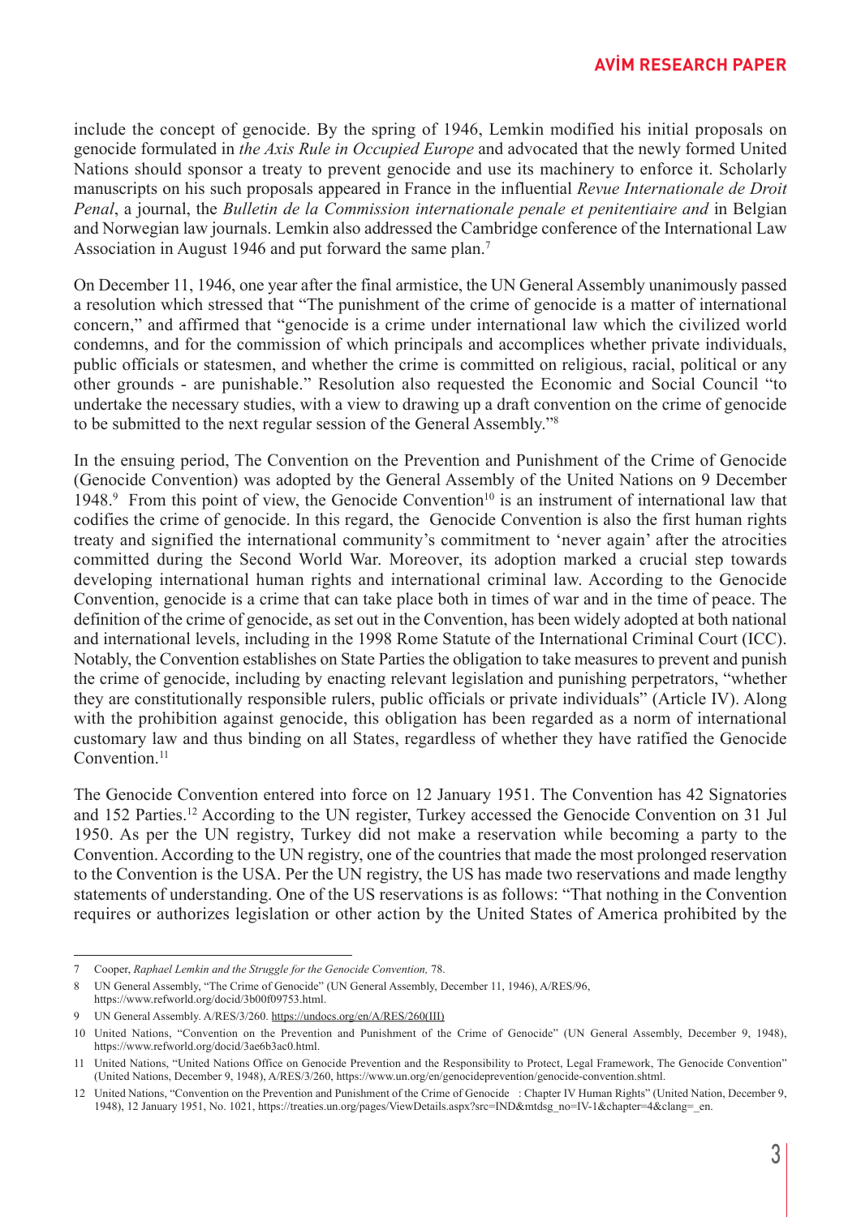include the concept of genocide. By the spring of 1946, Lemkin modified his initial proposals on genocide formulated in *the Axis Rule in Occupied Europe* and advocated that the newly formed United Nations should sponsor a treaty to prevent genocide and use its machinery to enforce it. Scholarly manuscripts on his such proposals appeared in France in the influential *Revue Internationale de Droit Penal*, a journal, the *Bulletin de la Commission internationale penale et penitentiaire and* in Belgian and Norwegian law journals. Lemkin also addressed the Cambridge conference of the International Law Association in August 1946 and put forward the same plan.[7]

On December 11, 1946, one year after the final armistice, the UN General Assembly unanimously passed a resolution which stressed that "The punishment of the crime of genocide is a matter of international concern," and affirmed that "genocide is a crime under international law which the civilized world condemns, and for the commission of which principals and accomplices whether private individuals, public officials or statesmen, and whether the crime is committed on religious, racial, political or any other grounds - are punishable." Resolution also requested the Economic and Social Council "to undertake the necessary studies, with a view to drawing up a draft convention on the crime of genocide to be submitted to the next regular session of the General Assembly."[8]

In the ensuing period, The Convention on the Prevention and Punishment of the Crime of Genocide (Genocide Convention) was adopted by the General Assembly of the United Nations on 9 December 1948.[9] From this point of view, the Genocide Convention[10] is an instrument of international law that codifies the crime of genocide. In this regard, the Genocide Convention is also the first human rights treaty and signified the international community's commitment to 'never again' after the atrocities committed during the Second World War. Moreover, its adoption marked a crucial step towards developing international human rights and international criminal law. According to the Genocide Convention, genocide is a crime that can take place both in times of war and in the time of peace. The definition of the crime of genocide, as set out in the Convention, has been widely adopted at both national and international levels, including in the 1998 Rome Statute of the International Criminal Court (ICC). Notably, the Convention establishes on State Parties the obligation to take measures to prevent and punish the crime of genocide, including by enacting relevant legislation and punishing perpetrators, "whether they are constitutionally responsible rulers, public officials or private individuals" (Article IV). Along with the prohibition against genocide, this obligation has been regarded as a norm of international customary law and thus binding on all States, regardless of whether they have ratified the Genocide Convention.[11]

The Genocide Convention entered into force on 12 January 1951. The Convention has 42 Signatories and 152 Parties.[12] According to the UN register, Turkey accessed the Genocide Convention on 31 Jul 1950. As per the UN registry, Turkey did not make a reservation while becoming a party to the Convention. According to the UN registry, one of the countries that made the most prolonged reservation to the Convention is the USA. Per the UN registry, the US has made two reservations and made lengthy statements of understanding. One of the US reservations is as follows: "That nothing in the Convention requires or authorizes legislation or other action by the United States of America prohibited by the

---

7 Cooper, *Raphael Lemkin and the Struggle for the Genocide Convention,* 78.

8 UN General Assembly, "The Crime of Genocide" (UN General Assembly, December 11, 1946), A/RES/96, https://www.refworld.org/docid/3b00f09753.html.

9 UN General Assembly. A/RES/3/260. https://undocs.org/en/A/RES/260(III)

10 United Nations, "Convention on the Prevention and Punishment of the Crime of Genocide" (UN General Assembly, December 9, 1948), https://www.refworld.org/docid/3ae6b3ac0.html.

11 United Nations, "United Nations Office on Genocide Prevention and the Responsibility to Protect, Legal Framework, The Genocide Convention" (United Nations, December 9, 1948), A/RES/3/260, https://www.un.org/en/genocideprevention/genocide-convention.shtml.

12 United Nations, "Convention on the Prevention and Punishment of the Crime of Genocide : Chapter IV Human Rights" (United Nation, December 9, 1948), 12 January 1951, No. 1021, https://treaties.un.org/pages/ViewDetails.aspx?src=IND&mtdsg_no=IV-1&chapter=4&clang=_en.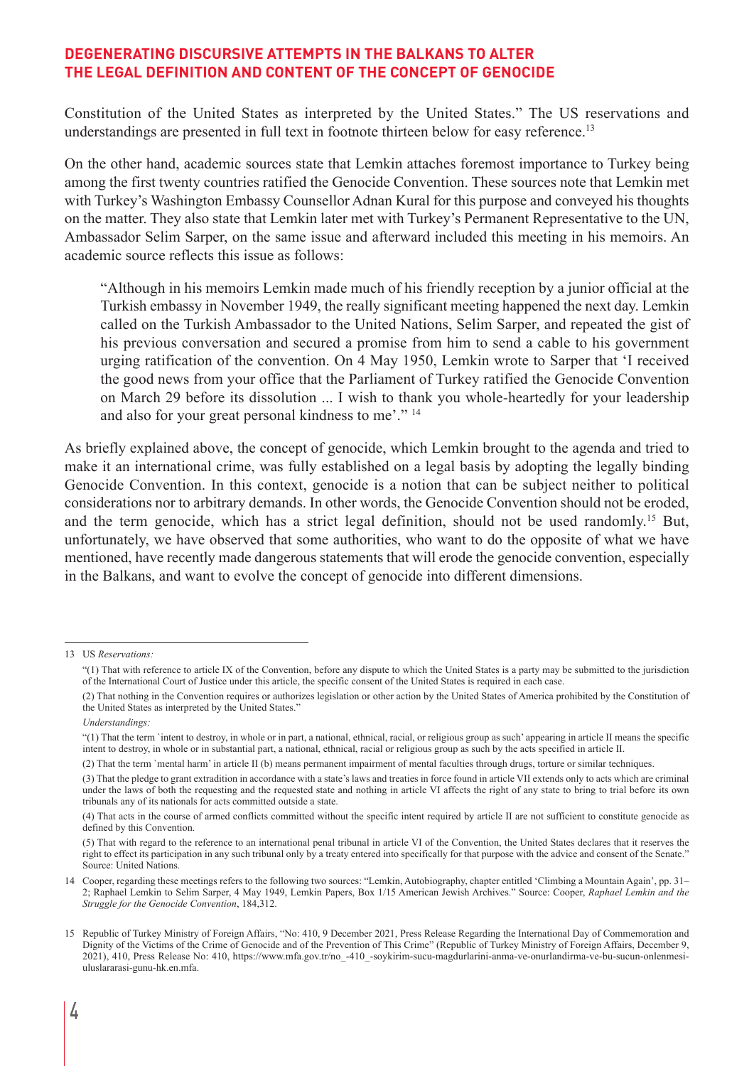Constitution of the United States as interpreted by the United States." The US reservations and understandings are presented in full text in footnote thirteen below for easy reference.[13]

On the other hand, academic sources state that Lemkin attaches foremost importance to Turkey being among the first twenty countries ratified the Genocide Convention. These sources note that Lemkin met with Turkey's Washington Embassy Counsellor Adnan Kural for this purpose and conveyed his thoughts on the matter. They also state that Lemkin later met with Turkey's Permanent Representative to the UN, Ambassador Selim Sarper, on the same issue and afterward included this meeting in his memoirs. An academic source reflects this issue as follows:

> "Although in his memoirs Lemkin made much of his friendly reception by a junior official at the Turkish embassy in November 1949, the really significant meeting happened the next day. Lemkin called on the Turkish Ambassador to the United Nations, Selim Sarper, and repeated the gist of his previous conversation and secured a promise from him to send a cable to his government urging ratification of the convention. On 4 May 1950, Lemkin wrote to Sarper that 'I received the good news from your office that the Parliament of Turkey ratified the Genocide Convention on March 29 before its dissolution ... I wish to thank you whole-heartedly for your leadership and also for your great personal kindness to me'." [14]

As briefly explained above, the concept of genocide, which Lemkin brought to the agenda and tried to make it an international crime, was fully established on a legal basis by adopting the legally binding Genocide Convention. In this context, genocide is a notion that can be subject neither to political considerations nor to arbitrary demands. In other words, the Genocide Convention should not be eroded, and the term genocide, which has a strict legal definition, should not be used randomly.[15] But, unfortunately, we have observed that some authorities, who want to do the opposite of what we have mentioned, have recently made dangerous statements that will erode the genocide convention, especially in the Balkans, and want to evolve the concept of genocide into different dimensions.

---

[13] US *Reservations:*

"(1) That with reference to article IX of the Convention, before any dispute to which the United States is a party may be submitted to the jurisdiction of the International Court of Justice under this article, the specific consent of the United States is required in each case.

(2) That nothing in the Convention requires or authorizes legislation or other action by the United States of America prohibited by the Constitution of the United States as interpreted by the United States."

*Understandings:*

"(1) That the term `intent to destroy, in whole or in part, a national, ethnical, racial, or religious group as such' appearing in article II means the specific intent to destroy, in whole or in substantial part, a national, ethnical, racial or religious group as such by the acts specified in article II.

(2) That the term `mental harm' in article II (b) means permanent impairment of mental faculties through drugs, torture or similar techniques.

(3) That the pledge to grant extradition in accordance with a state's laws and treaties in force found in article VII extends only to acts which are criminal under the laws of both the requesting and the requested state and nothing in article VI affects the right of any state to bring to trial before its own tribunals any of its nationals for acts committed outside a state.

(4) That acts in the course of armed conflicts committed without the specific intent required by article II are not sufficient to constitute genocide as defined by this Convention.

(5) That with regard to the reference to an international penal tribunal in article VI of the Convention, the United States declares that it reserves the right to effect its participation in any such tribunal only by a treaty entered into specifically for that purpose with the advice and consent of the Senate." Source: United Nations.

[14] Cooper, regarding these meetings refers to the following two sources: "Lemkin, Autobiography, chapter entitled 'Climbing a Mountain Again', pp. 31–2; Raphael Lemkin to Selim Sarper, 4 May 1949, Lemkin Papers, Box 1/15 American Jewish Archives." Source: Cooper, *Raphael Lemkin and the Struggle for the Genocide Convention*, 184,312.

[15] Republic of Turkey Ministry of Foreign Affairs, "No: 410, 9 December 2021, Press Release Regarding the International Day of Commemoration and Dignity of the Victims of the Crime of Genocide and of the Prevention of This Crime" (Republic of Turkey Ministry of Foreign Affairs, December 9, 2021), 410, Press Release No: 410, https://www.mfa.gov.tr/no_-410_-soykirim-sucu-magdurlarini-anma-ve-onurlandirma-ve-bu-sucun-onlenmesi-uluslararasi-gunu-hk.en.mfa.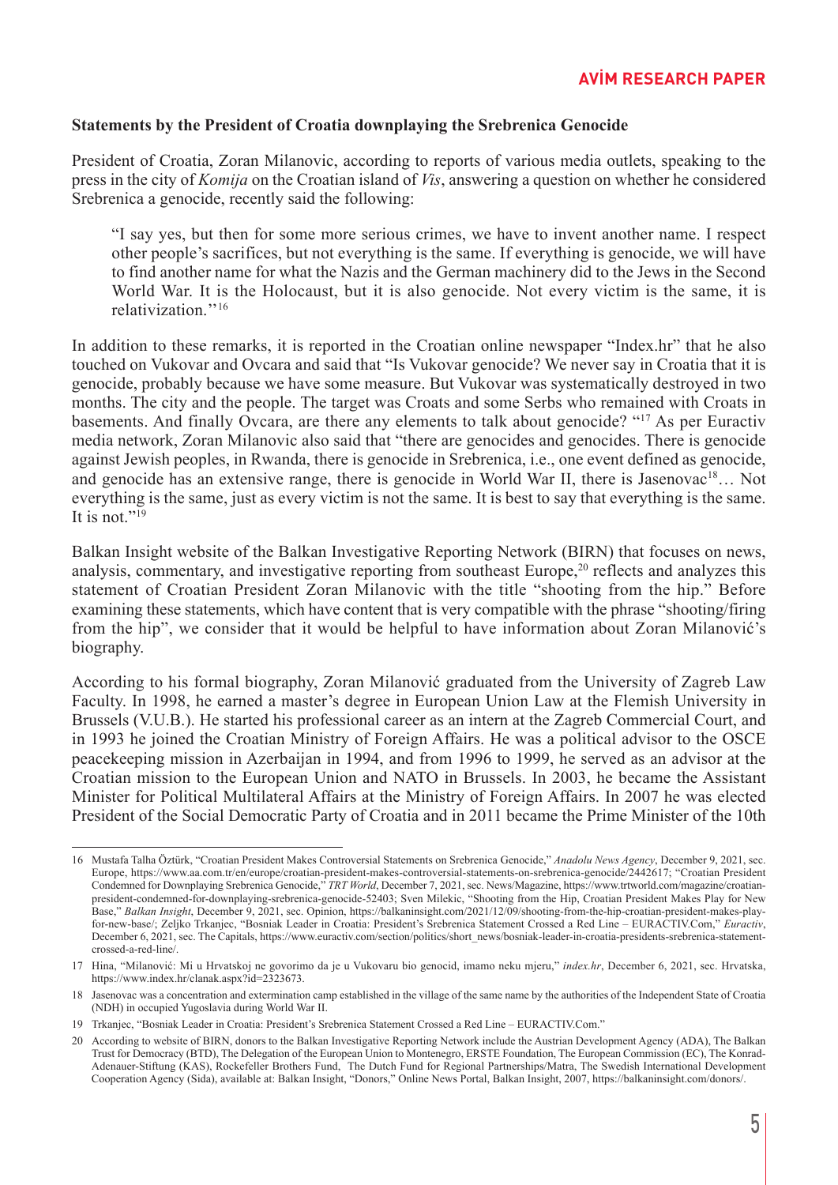**Statements by the President of Croatia downplaying the Srebrenica Genocide**

President of Croatia, Zoran Milanovic, according to reports of various media outlets, speaking to the press in the city of *Komija* on the Croatian island of *Vis*, answering a question on whether he considered Srebrenica a genocide, recently said the following:

> "I say yes, but then for some more serious crimes, we have to invent another name. I respect other people's sacrifices, but not everything is the same. If everything is genocide, we will have to find another name for what the Nazis and the German machinery did to the Jews in the Second World War. It is the Holocaust, but it is also genocide. Not every victim is the same, it is relativization."[16]

In addition to these remarks, it is reported in the Croatian online newspaper "Index.hr" that he also touched on Vukovar and Ovcara and said that "Is Vukovar genocide? We never say in Croatia that it is genocide, probably because we have some measure. But Vukovar was systematically destroyed in two months. The city and the people. The target was Croats and some Serbs who remained with Croats in basements. And finally Ovcara, are there any elements to talk about genocide? "[17] As per Euractiv media network, Zoran Milanovic also said that "there are genocides and genocides. There is genocide against Jewish peoples, in Rwanda, there is genocide in Srebrenica, i.e., one event defined as genocide, and genocide has an extensive range, there is genocide in World War II, there is Jasenovac[18]… Not everything is the same, just as every victim is not the same. It is best to say that everything is the same. It is not."[19]

Balkan Insight website of the Balkan Investigative Reporting Network (BIRN) that focuses on news, analysis, commentary, and investigative reporting from southeast Europe,[20] reflects and analyzes this statement of Croatian President Zoran Milanovic with the title "shooting from the hip." Before examining these statements, which have content that is very compatible with the phrase "shooting/firing from the hip", we consider that it would be helpful to have information about Zoran Milanović's biography.

According to his formal biography, Zoran Milanović graduated from the University of Zagreb Law Faculty. In 1998, he earned a master's degree in European Union Law at the Flemish University in Brussels (V.U.B.). He started his professional career as an intern at the Zagreb Commercial Court, and in 1993 he joined the Croatian Ministry of Foreign Affairs. He was a political advisor to the OSCE peacekeeping mission in Azerbaijan in 1994, and from 1996 to 1999, he served as an advisor at the Croatian mission to the European Union and NATO in Brussels. In 2003, he became the Assistant Minister for Political Multilateral Affairs at the Ministry of Foreign Affairs. In 2007 he was elected President of the Social Democratic Party of Croatia and in 2011 became the Prime Minister of the 10th

---

16 Mustafa Talha Öztürk, "Croatian President Makes Controversial Statements on Srebrenica Genocide," *Anadolu News Agency*, December 9, 2021, sec. Europe, https://www.aa.com.tr/en/europe/croatian-president-makes-controversial-statements-on-srebrenica-genocide/2442617; "Croatian President Condemned for Downplaying Srebrenica Genocide," *TRT World*, December 7, 2021, sec. News/Magazine, https://www.trtworld.com/magazine/croatian-president-condemned-for-downplaying-srebrenica-genocide-52403; Sven Milekic, "Shooting from the Hip, Croatian President Makes Play for New Base," *Balkan Insight*, December 9, 2021, sec. Opinion, https://balkaninsight.com/2021/12/09/shooting-from-the-hip-croatian-president-makes-play-for-new-base/; Zeljko Trkanjec, "Bosniak Leader in Croatia: President's Srebrenica Statement Crossed a Red Line – EURACTIV.Com," *Euractiv*, December 6, 2021, sec. The Capitals, https://www.euractiv.com/section/politics/short_news/bosniak-leader-in-croatia-presidents-srebrenica-statement-crossed-a-red-line/.

17 Hina, "Milanović: Mi u Hrvatskoj ne govorimo da je u Vukovaru bio genocid, imamo neku mjeru," *index.hr*, December 6, 2021, sec. Hrvatska, https://www.index.hr/clanak.aspx?id=2323673.

18 Jasenovac was a concentration and extermination camp established in the village of the same name by the authorities of the Independent State of Croatia (NDH) in occupied Yugoslavia during World War II.

19 Trkanjec, "Bosniak Leader in Croatia: President's Srebrenica Statement Crossed a Red Line – EURACTIV.Com."

20 According to website of BIRN, donors to the Balkan Investigative Reporting Network include the Austrian Development Agency (ADA), The Balkan Trust for Democracy (BTD), The Delegation of the European Union to Montenegro, ERSTE Foundation, The European Commission (EC), The Konrad-Adenauer-Stiftung (KAS), Rockefeller Brothers Fund, The Dutch Fund for Regional Partnerships/Matra, The Swedish International Development Cooperation Agency (Sida), available at: Balkan Insight, "Donors," Online News Portal, Balkan Insight, 2007, https://balkaninsight.com/donors/.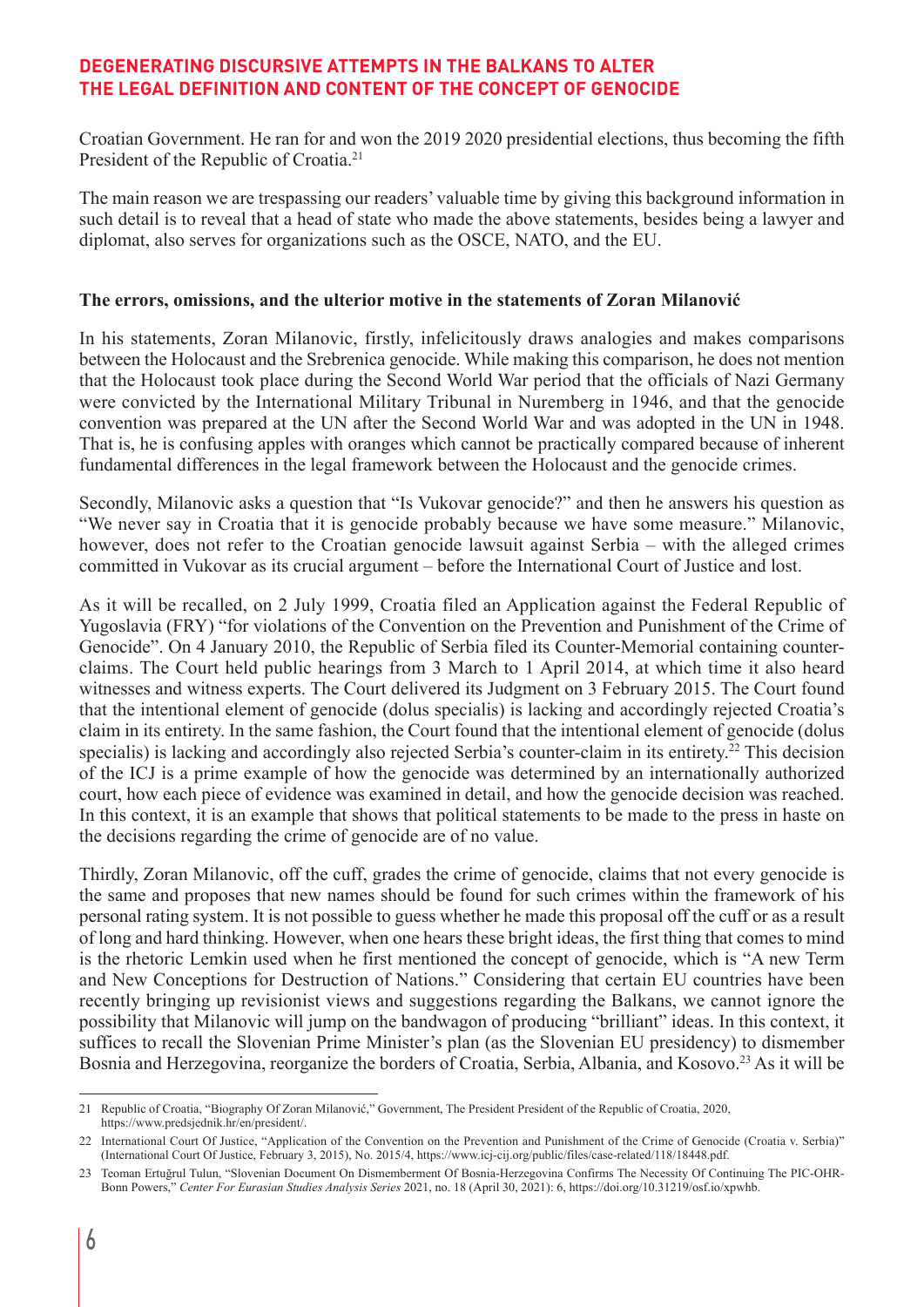Croatian Government. He ran for and won the 2019 2020 presidential elections, thus becoming the fifth President of the Republic of Croatia.[21]

The main reason we are trespassing our readers' valuable time by giving this background information in such detail is to reveal that a head of state who made the above statements, besides being a lawyer and diplomat, also serves for organizations such as the OSCE, NATO, and the EU.

**The errors, omissions, and the ulterior motive in the statements of Zoran Milanović**

In his statements, Zoran Milanovic, firstly, infelicitously draws analogies and makes comparisons between the Holocaust and the Srebrenica genocide. While making this comparison, he does not mention that the Holocaust took place during the Second World War period that the officials of Nazi Germany were convicted by the International Military Tribunal in Nuremberg in 1946, and that the genocide convention was prepared at the UN after the Second World War and was adopted in the UN in 1948. That is, he is confusing apples with oranges which cannot be practically compared because of inherent fundamental differences in the legal framework between the Holocaust and the genocide crimes.

Secondly, Milanovic asks a question that "Is Vukovar genocide?" and then he answers his question as "We never say in Croatia that it is genocide probably because we have some measure." Milanovic, however, does not refer to the Croatian genocide lawsuit against Serbia – with the alleged crimes committed in Vukovar as its crucial argument – before the International Court of Justice and lost.

As it will be recalled, on 2 July 1999, Croatia filed an Application against the Federal Republic of Yugoslavia (FRY) "for violations of the Convention on the Prevention and Punishment of the Crime of Genocide". On 4 January 2010, the Republic of Serbia filed its Counter-Memorial containing counter-claims. The Court held public hearings from 3 March to 1 April 2014, at which time it also heard witnesses and witness experts. The Court delivered its Judgment on 3 February 2015. The Court found that the intentional element of genocide (dolus specialis) is lacking and accordingly rejected Croatia's claim in its entirety. In the same fashion, the Court found that the intentional element of genocide (dolus specialis) is lacking and accordingly also rejected Serbia's counter-claim in its entirety.[22] This decision of the ICJ is a prime example of how the genocide was determined by an internationally authorized court, how each piece of evidence was examined in detail, and how the genocide decision was reached. In this context, it is an example that shows that political statements to be made to the press in haste on the decisions regarding the crime of genocide are of no value.

Thirdly, Zoran Milanovic, off the cuff, grades the crime of genocide, claims that not every genocide is the same and proposes that new names should be found for such crimes within the framework of his personal rating system. It is not possible to guess whether he made this proposal off the cuff or as a result of long and hard thinking. However, when one hears these bright ideas, the first thing that comes to mind is the rhetoric Lemkin used when he first mentioned the concept of genocide, which is "A new Term and New Conceptions for Destruction of Nations." Considering that certain EU countries have been recently bringing up revisionist views and suggestions regarding the Balkans, we cannot ignore the possibility that Milanovic will jump on the bandwagon of producing "brilliant" ideas. In this context, it suffices to recall the Slovenian Prime Minister's plan (as the Slovenian EU presidency) to dismember Bosnia and Herzegovina, reorganize the borders of Croatia, Serbia, Albania, and Kosovo.[23] As it will be

---

21 Republic of Croatia, "Biography Of Zoran Milanović," Government, The President President of the Republic of Croatia, 2020, https://www.predsjednik.hr/en/president/.

22 International Court Of Justice, "Application of the Convention on the Prevention and Punishment of the Crime of Genocide (Croatia v. Serbia)" (International Court Of Justice, February 3, 2015), No. 2015/4, https://www.icj-cij.org/public/files/case-related/118/18448.pdf.

23 Teoman Ertuğrul Tulun, "Slovenian Document On Dismemberment Of Bosnia-Herzegovina Confirms The Necessity Of Continuing The PIC-OHR-Bonn Powers," *Center For Eurasian Studies Analysis Series* 2021, no. 18 (April 30, 2021): 6, https://doi.org/10.31219/osf.io/xpwhb.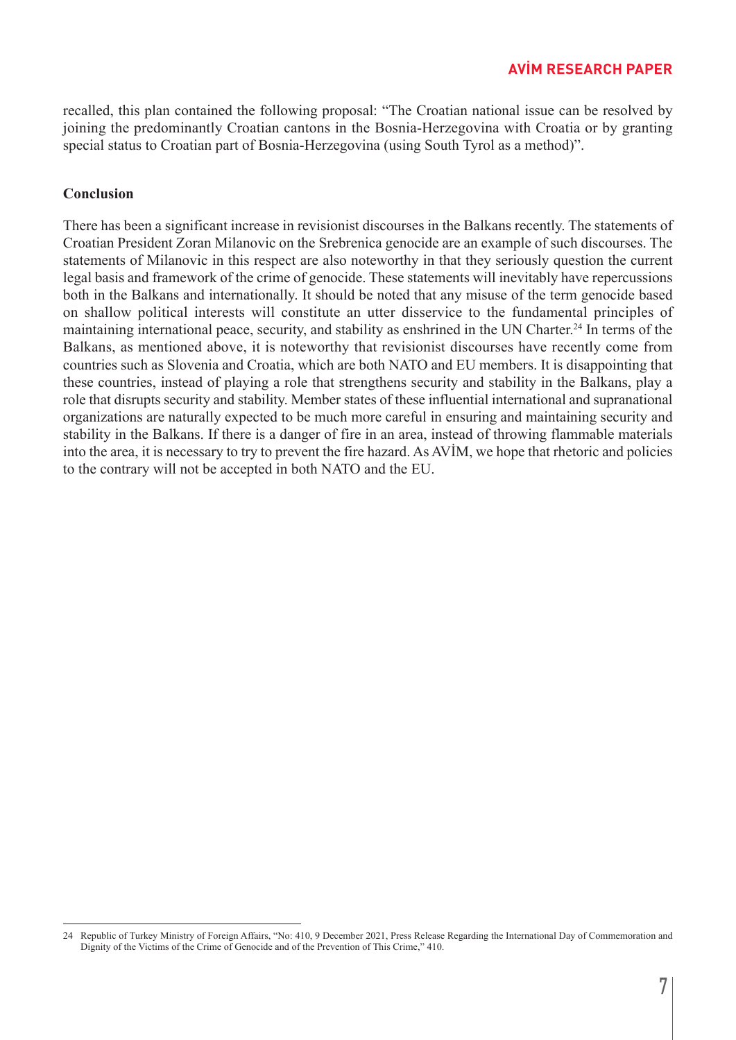recalled, this plan contained the following proposal: "The Croatian national issue can be resolved by joining the predominantly Croatian cantons in the Bosnia-Herzegovina with Croatia or by granting special status to Croatian part of Bosnia-Herzegovina (using South Tyrol as a method)".

## Conclusion

There has been a significant increase in revisionist discourses in the Balkans recently. The statements of Croatian President Zoran Milanovic on the Srebrenica genocide are an example of such discourses. The statements of Milanovic in this respect are also noteworthy in that they seriously question the current legal basis and framework of the crime of genocide. These statements will inevitably have repercussions both in the Balkans and internationally. It should be noted that any misuse of the term genocide based on shallow political interests will constitute an utter disservice to the fundamental principles of maintaining international peace, security, and stability as enshrined in the UN Charter.[24] In terms of the Balkans, as mentioned above, it is noteworthy that revisionist discourses have recently come from countries such as Slovenia and Croatia, which are both NATO and EU members. It is disappointing that these countries, instead of playing a role that strengthens security and stability in the Balkans, play a role that disrupts security and stability. Member states of these influential international and supranational organizations are naturally expected to be much more careful in ensuring and maintaining security and stability in the Balkans. If there is a danger of fire in an area, instead of throwing flammable materials into the area, it is necessary to try to prevent the fire hazard. As AVİM, we hope that rhetoric and policies to the contrary will not be accepted in both NATO and the EU.

---

24 Republic of Turkey Ministry of Foreign Affairs, "No: 410, 9 December 2021, Press Release Regarding the International Day of Commemoration and Dignity of the Victims of the Crime of Genocide and of the Prevention of This Crime," 410.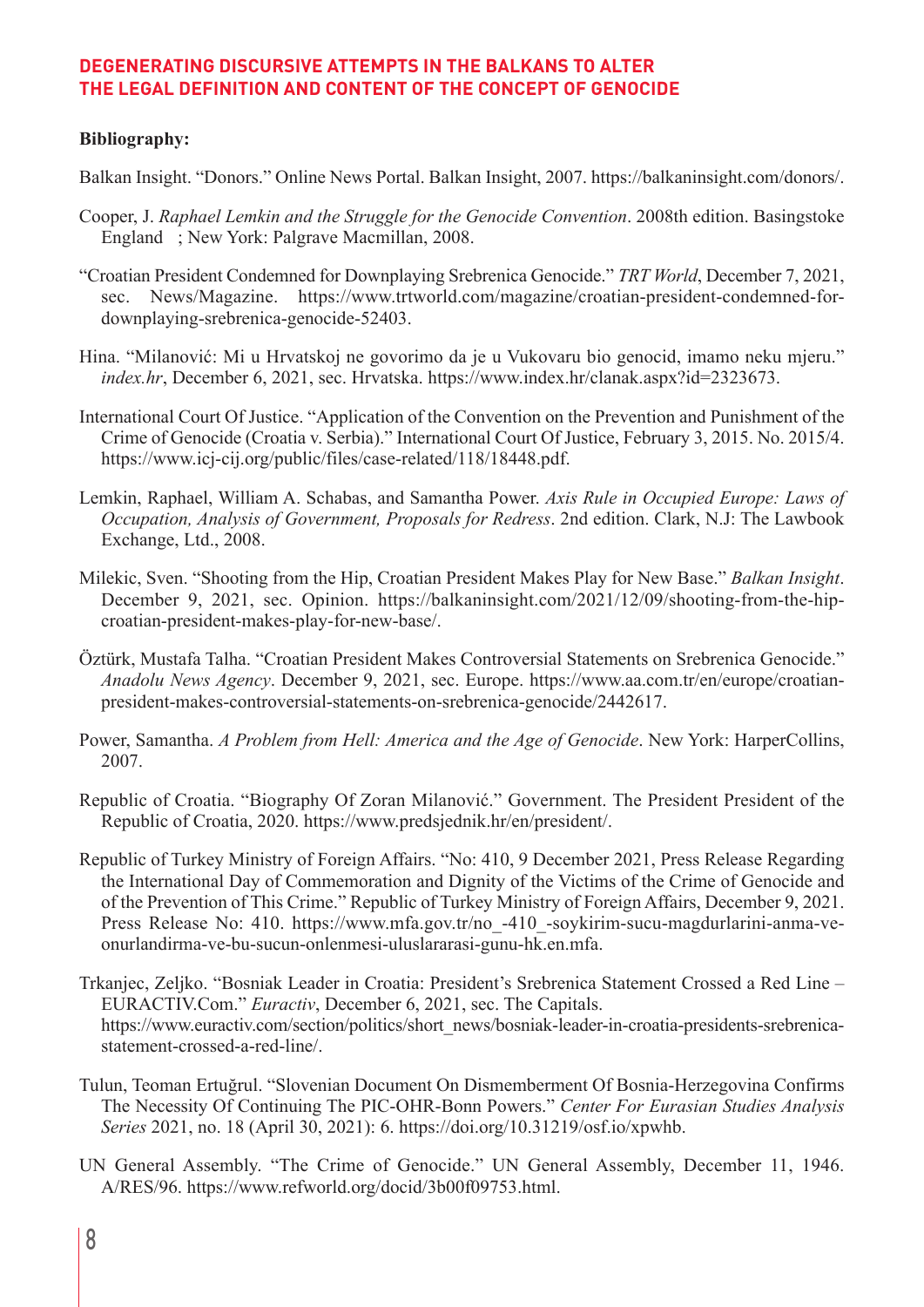**Bibliography:**

Balkan Insight. "Donors." Online News Portal. Balkan Insight, 2007. https://balkaninsight.com/donors/.

Cooper, J. *Raphael Lemkin and the Struggle for the Genocide Convention*. 2008th edition. Basingstoke England ; New York: Palgrave Macmillan, 2008.

"Croatian President Condemned for Downplaying Srebrenica Genocide." *TRT World*, December 7, 2021, sec. News/Magazine. https://www.trtworld.com/magazine/croatian-president-condemned-for-downplaying-srebrenica-genocide-52403.

Hina. "Milanović: Mi u Hrvatskoj ne govorimo da je u Vukovaru bio genocid, imamo neku mjeru." *index.hr*, December 6, 2021, sec. Hrvatska. https://www.index.hr/clanak.aspx?id=2323673.

International Court Of Justice. "Application of the Convention on the Prevention and Punishment of the Crime of Genocide (Croatia v. Serbia)." International Court Of Justice, February 3, 2015. No. 2015/4. https://www.icj-cij.org/public/files/case-related/118/18448.pdf.

Lemkin, Raphael, William A. Schabas, and Samantha Power. *Axis Rule in Occupied Europe: Laws of Occupation, Analysis of Government, Proposals for Redress*. 2nd edition. Clark, N.J: The Lawbook Exchange, Ltd., 2008.

Milekic, Sven. "Shooting from the Hip, Croatian President Makes Play for New Base." *Balkan Insight*. December 9, 2021, sec. Opinion. https://balkaninsight.com/2021/12/09/shooting-from-the-hip-croatian-president-makes-play-for-new-base/.

Öztürk, Mustafa Talha. "Croatian President Makes Controversial Statements on Srebrenica Genocide." *Anadolu News Agency*. December 9, 2021, sec. Europe. https://www.aa.com.tr/en/europe/croatian-president-makes-controversial-statements-on-srebrenica-genocide/2442617.

Power, Samantha. *A Problem from Hell: America and the Age of Genocide*. New York: HarperCollins, 2007.

Republic of Croatia. "Biography Of Zoran Milanović." Government. The President President of the Republic of Croatia, 2020. https://www.predsjednik.hr/en/president/.

Republic of Turkey Ministry of Foreign Affairs. "No: 410, 9 December 2021, Press Release Regarding the International Day of Commemoration and Dignity of the Victims of the Crime of Genocide and of the Prevention of This Crime." Republic of Turkey Ministry of Foreign Affairs, December 9, 2021. Press Release No: 410. https://www.mfa.gov.tr/no_-410_-soykirim-sucu-magdurlarini-anma-ve-onurlandirma-ve-bu-sucun-onlenmesi-uluslararasi-gunu-hk.en.mfa.

Trkanjec, Zeljko. "Bosniak Leader in Croatia: President's Srebrenica Statement Crossed a Red Line – EURACTIV.Com." *Euractiv*, December 6, 2021, sec. The Capitals. https://www.euractiv.com/section/politics/short_news/bosniak-leader-in-croatia-presidents-srebrenica-statement-crossed-a-red-line/.

Tulun, Teoman Ertuğrul. "Slovenian Document On Dismemberment Of Bosnia-Herzegovina Confirms The Necessity Of Continuing The PIC-OHR-Bonn Powers." *Center For Eurasian Studies Analysis Series* 2021, no. 18 (April 30, 2021): 6. https://doi.org/10.31219/osf.io/xpwhb.

UN General Assembly. "The Crime of Genocide." UN General Assembly, December 11, 1946. A/RES/96. https://www.refworld.org/docid/3b00f09753.html.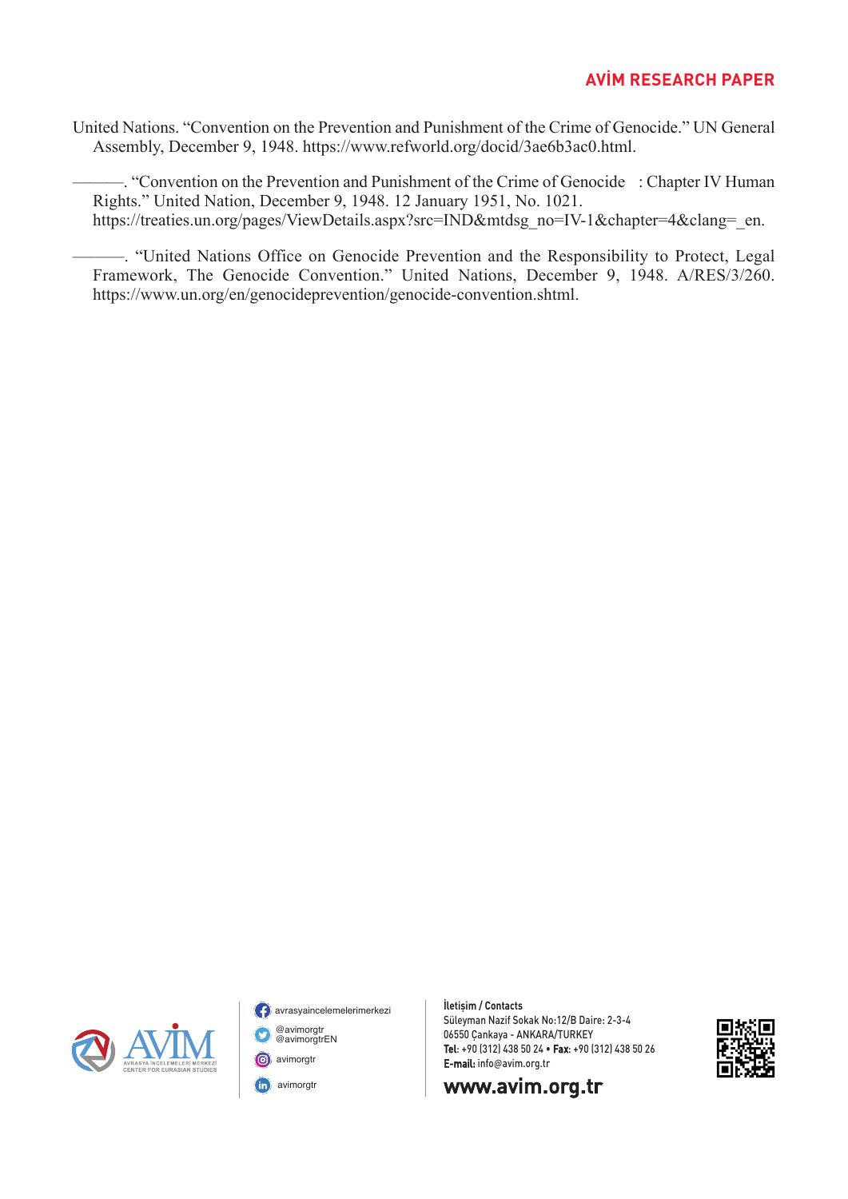United Nations. "Convention on the Prevention and Punishment of the Crime of Genocide." UN General Assembly, December 9, 1948. https://www.refworld.org/docid/3ae6b3ac0.html.

———. "Convention on the Prevention and Punishment of the Crime of Genocide : Chapter IV Human Rights." United Nation, December 9, 1948. 12 January 1951, No. 1021. https://treaties.un.org/pages/ViewDetails.aspx?src=IND&mtdsg_no=IV-1&chapter=4&clang=_en.

———. "United Nations Office on Genocide Prevention and the Responsibility to Protect, Legal Framework, The Genocide Convention." United Nations, December 9, 1948. A/RES/3/260. https://www.un.org/en/genocideprevention/genocide-convention.shtml.

AVİM
AVRASYA İNCELEMELERİ MERKEZİ
CENTER FOR EURASIAN STUDIES

avrasyaincelemelerimerkezi
@avimorgtr
@avimorgtrEN
avimorgtr
avimorgtr

**İletişim / Contacts**
Süleyman Nazif Sokak No:12/B Daire: 2-3-4
06550 Çankaya - ANKARA/TURKEY
**Tel:** +90 (312) 438 50 24 • **Fax:** +90 (312) 438 50 26
**E-mail:** info@avim.org.tr

**www.avim.org.tr**